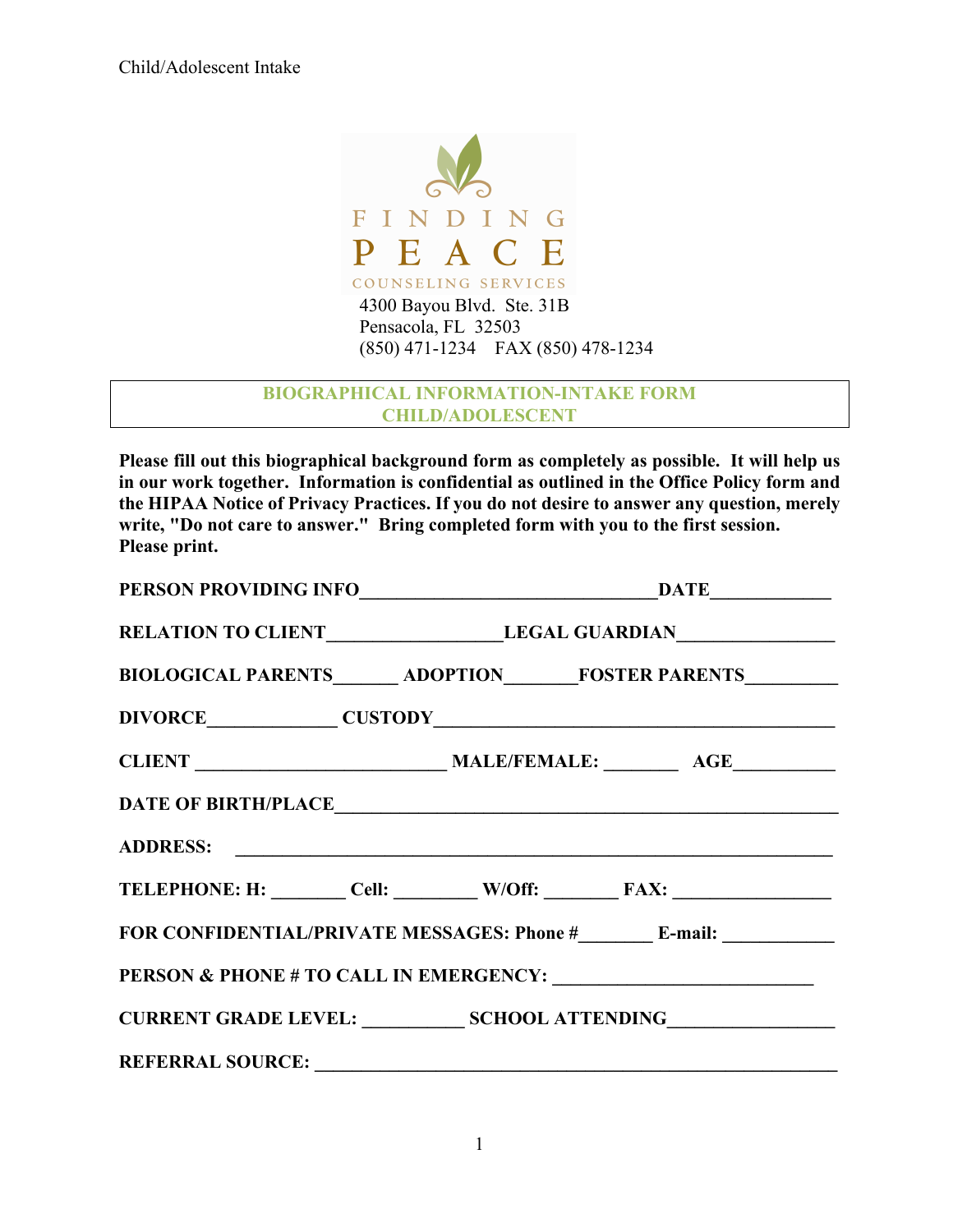FINDING PEACE

COUNSELING SERVICES

4300 Bayou Blvd. Ste. 31B
Pensacola, FL 32503
(850) 471-1234 FAX (850) 478-1234

## BIOGRAPHICAL INFORMATION-INTAKE FORM CHILD/ADOLESCENT

**Please fill out this biographical background form as completely as possible. It will help us in our work together. Information is confidential as outlined in the Office Policy form and the HIPAA Notice of Privacy Practices. If you do not desire to answer any question, merely write, "Do not care to answer." Bring completed form with you to the first session. Please print.**

**PERSON PROVIDING INFO**_______________________________**DATE**____________

**RELATION TO CLIENT**__________________**LEGAL GUARDIAN**________________

**BIOLOGICAL PARENTS**______ **ADOPTION**_______**FOSTER PARENTS**_________

**DIVORCE**_____________ **CUSTODY**_________________________________________

**CLIENT** __________________________ **MALE/FEMALE:** _______ **AGE**__________

**DATE OF BIRTH/PLACE**_____________________________________________________

**ADDRESS:** _____________________________________________________________

**TELEPHONE: H:** _______ **Cell:** ________ **W/Off:** _______ **FAX:** ________________

**FOR CONFIDENTIAL/PRIVATE MESSAGES: Phone #**_______ **E-mail:** ___________

**PERSON & PHONE # TO CALL IN EMERGENCY:** ___________________________

**CURRENT GRADE LEVEL:** __________ **SCHOOL ATTENDING**_________________

**REFERRAL SOURCE:** ______________________________________________________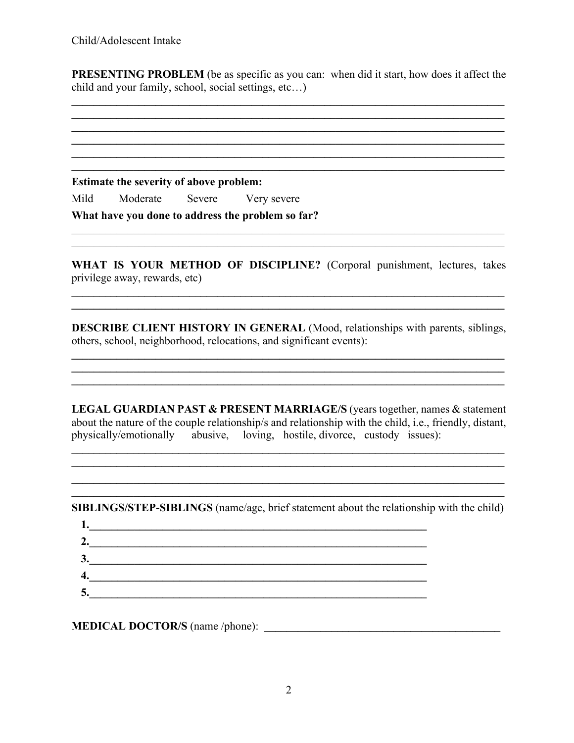**PRESENTING PROBLEM** (be as specific as you can: when did it start, how does it affect the child and your family, school, social settings, etc…)

______________________________________________________________________________
______________________________________________________________________________
______________________________________________________________________________
______________________________________________________________________________
______________________________________________________________________________
______________________________________________________________________________

**Estimate the severity of above problem:**

Mild Moderate Severe Very severe

**What have you done to address the problem so far?**

______________________________________________________________________________
______________________________________________________________________________

**WHAT IS YOUR METHOD OF DISCIPLINE?** (Corporal punishment, lectures, takes privilege away, rewards, etc)

______________________________________________________________________________
______________________________________________________________________________

**DESCRIBE CLIENT HISTORY IN GENERAL** (Mood, relationships with parents, siblings, others, school, neighborhood, relocations, and significant events):

______________________________________________________________________________
______________________________________________________________________________
______________________________________________________________________________

**LEGAL GUARDIAN PAST & PRESENT MARRIAGE/S** (years together, names & statement about the nature of the couple relationship/s and relationship with the child, i.e., friendly, distant, physically/emotionally abusive, loving, hostile, divorce, custody issues):

______________________________________________________________________________
______________________________________________________________________________
______________________________________________________________________________
______________________________________________________________________________

**SIBLINGS/STEP-SIBLINGS** (name/age, brief statement about the relationship with the child)

**1.**______________________________________________________________
**2.**______________________________________________________________
**3.**______________________________________________________________
**4.**______________________________________________________________
**5.**______________________________________________________________

**MEDICAL DOCTOR/S** (name /phone): ____________________________________________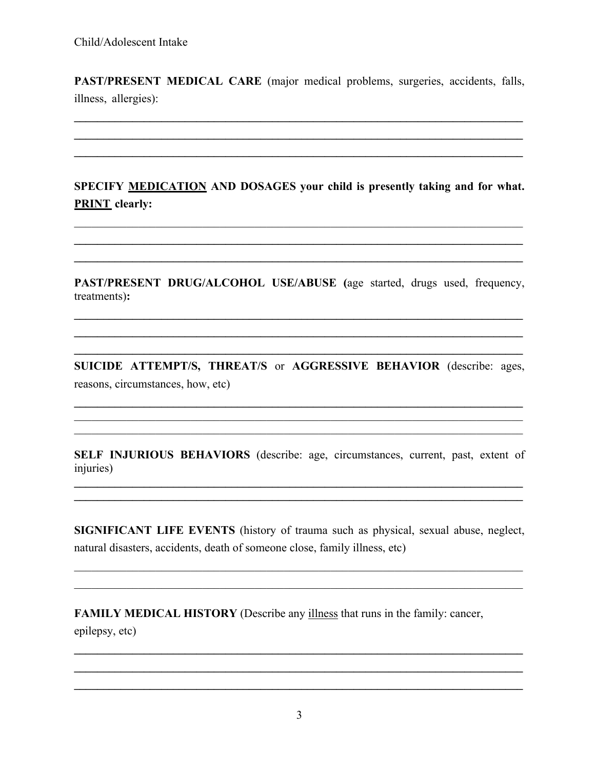**PAST/PRESENT MEDICAL CARE** (major medical problems, surgeries, accidents, falls, illness, allergies):

______________________________________________________________________________
______________________________________________________________________________
______________________________________________________________________________

**SPECIFY MEDICATION AND DOSAGES your child is presently taking and for what. PRINT clearly:**

______________________________________________________________________________
______________________________________________________________________________
______________________________________________________________________________

**PAST/PRESENT DRUG/ALCOHOL USE/ABUSE (**age started, drugs used, frequency, treatments)**:**

______________________________________________________________________________
______________________________________________________________________________
______________________________________________________________________________

**SUICIDE ATTEMPT/S, THREAT/S** or **AGGRESSIVE BEHAVIOR** (describe: ages, reasons, circumstances, how, etc)

______________________________________________________________________________
______________________________________________________________________________
______________________________________________________________________________

**SELF INJURIOUS BEHAVIORS** (describe: age, circumstances, current, past, extent of injuries)

______________________________________________________________________________
______________________________________________________________________________

**SIGNIFICANT LIFE EVENTS** (history of trauma such as physical, sexual abuse, neglect, natural disasters, accidents, death of someone close, family illness, etc)

______________________________________________________________________________
______________________________________________________________________________

**FAMILY MEDICAL HISTORY** (Describe any illness that runs in the family: cancer, epilepsy, etc)

______________________________________________________________________________
______________________________________________________________________________
______________________________________________________________________________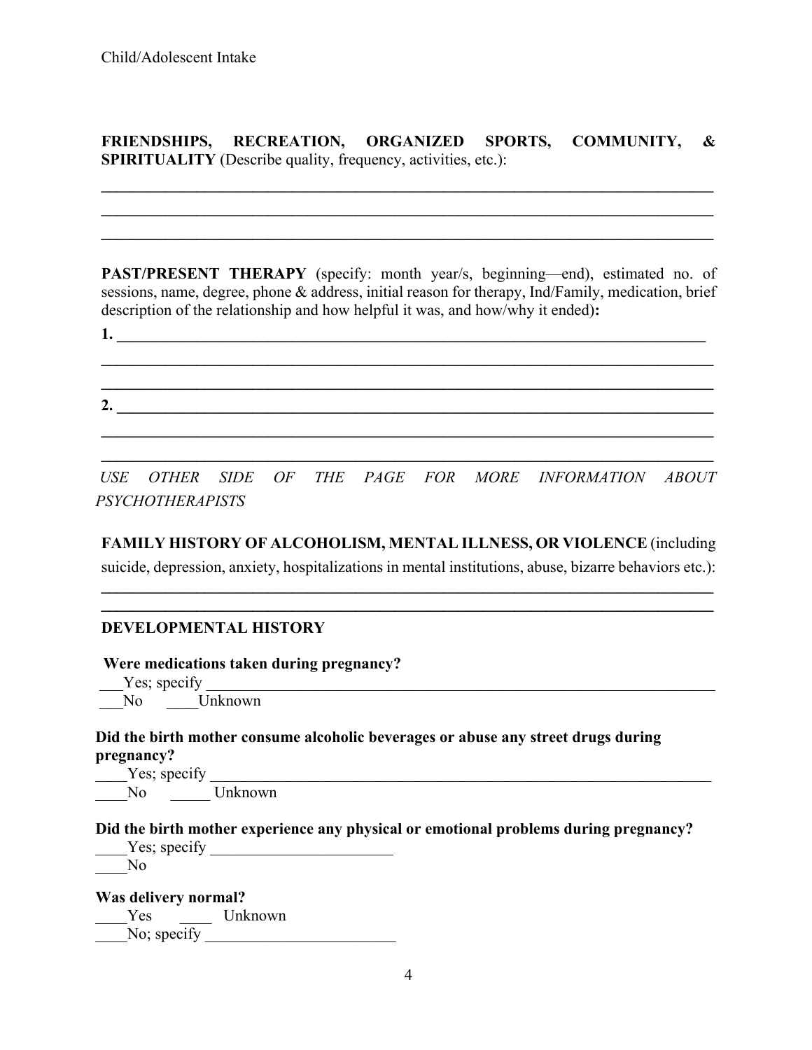**FRIENDSHIPS, RECREATION, ORGANIZED SPORTS, COMMUNITY, & SPIRITUALITY** (Describe quality, frequency, activities, etc.):

______________________________________________________________________________
______________________________________________________________________________
______________________________________________________________________________

**PAST/PRESENT THERAPY** (specify: month year/s, beginning—end), estimated no. of sessions, name, degree, phone & address, initial reason for therapy, Ind/Family, medication, brief description of the relationship and how helpful it was, and how/why it ended)**:**

**1.** ____________________________________________________________________________
______________________________________________________________________________
______________________________________________________________________________

**2.** ____________________________________________________________________________
______________________________________________________________________________
______________________________________________________________________________

*USE OTHER SIDE OF THE PAGE FOR MORE INFORMATION ABOUT PSYCHOTHERAPISTS*

**FAMILY HISTORY OF ALCOHOLISM, MENTAL ILLNESS, OR VIOLENCE** (including suicide, depression, anxiety, hospitalizations in mental institutions, abuse, bizarre behaviors etc.):

______________________________________________________________________________
______________________________________________________________________________

**DEVELOPMENTAL HISTORY**

**Were medications taken during pregnancy?**

___Yes; specify ______________________________________________________________

___No ____Unknown

**Did the birth mother consume alcoholic beverages or abuse any street drugs during pregnancy?**

____Yes; specify _____________________________________________________________

____No _____ Unknown

**Did the birth mother experience any physical or emotional problems during pregnancy?**

____Yes; specify _______________________

____No

**Was delivery normal?**

____Yes ____ Unknown

____No; specify ________________________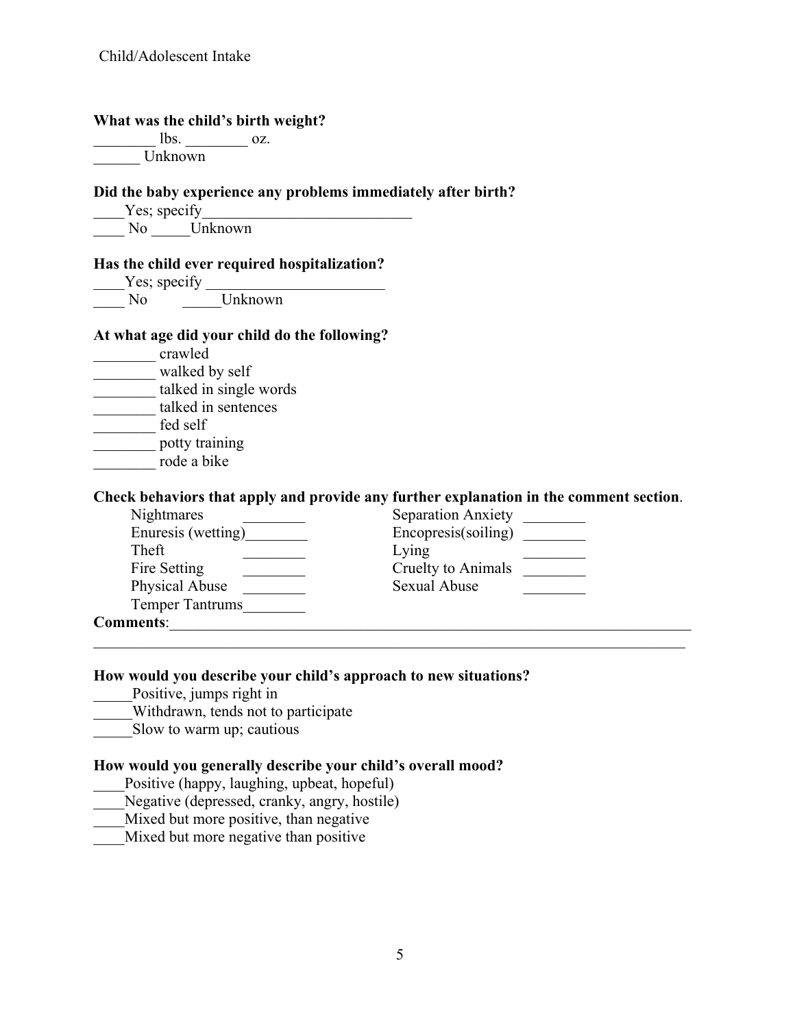**What was the child's birth weight?**

________ lbs. ________ oz.
______ Unknown

**Did the baby experience any problems immediately after birth?**

____Yes; specify____________________________
____ No _____Unknown

**Has the child ever required hospitalization?**

____Yes; specify _______________________
____ No _____Unknown

**At what age did your child do the following?**

________ crawled
________ walked by self
________ talked in single words
________ talked in sentences
________ fed self
________ potty training
________ rode a bike

**Check behaviors that apply and provide any further explanation in the comment section**.

| | | | |
|---|---|---|---|
| Nightmares | ________ | Separation Anxiety | ________ |
| Enuresis (wetting) | ________ | Encopresis(soiling) | ________ |
| Theft | ________ | Lying | ________ |
| Fire Setting | ________ | Cruelty to Animals | ________ |
| Physical Abuse | ________ | Sexual Abuse | ________ |
| Temper Tantrums | ________ | | |

**Comments**:_______________________________________________________________________
_____________________________________________________________________________

**How would you describe your child's approach to new situations?**

_____Positive, jumps right in
_____Withdrawn, tends not to participate
_____Slow to warm up; cautious

**How would you generally describe your child's overall mood?**

____Positive (happy, laughing, upbeat, hopeful)
____Negative (depressed, cranky, angry, hostile)
____Mixed but more positive, than negative
____Mixed but more negative than positive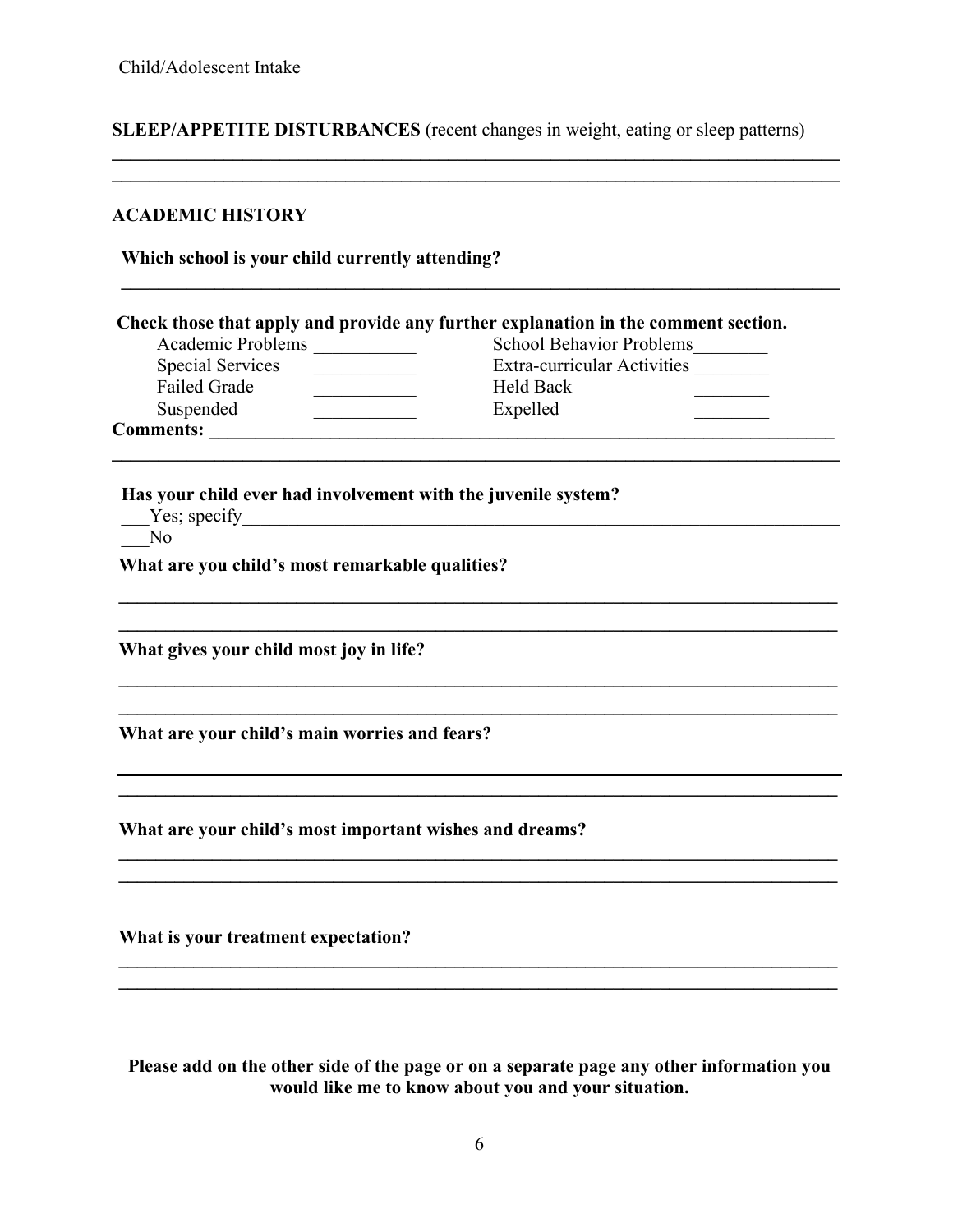**SLEEP/APPETITE DISTURBANCES** (recent changes in weight, eating or sleep patterns)

___________________________________________________________________________

___________________________________________________________________________

**ACADEMIC HISTORY**

**Which school is your child currently attending?**

___________________________________________________________________________

**Check those that apply and provide any further explanation in the comment section.**

| | | | |
|---|---|---|---|
| Academic Problems | ___________ | School Behavior Problems | ________ |
| Special Services | ___________ | Extra-curricular Activities | ________ |
| Failed Grade | ___________ | Held Back | ________ |
| Suspended | ___________ | Expelled | ________ |

**Comments:** ____________________________________________________________

___________________________________________________________________________

**Has your child ever had involvement with the juvenile system?**

___Yes; specify_____________________________________________________________

___No

**What are you child's most remarkable qualities?**

___________________________________________________________________________

___________________________________________________________________________

**What gives your child most joy in life?**

___________________________________________________________________________

___________________________________________________________________________

**What are your child's main worries and fears?**

___________________________________________________________________________

___________________________________________________________________________

**What are your child's most important wishes and dreams?**

___________________________________________________________________________

___________________________________________________________________________

**What is your treatment expectation?**

___________________________________________________________________________

___________________________________________________________________________

**Please add on the other side of the page or on a separate page any other information you would like me to know about you and your situation.**